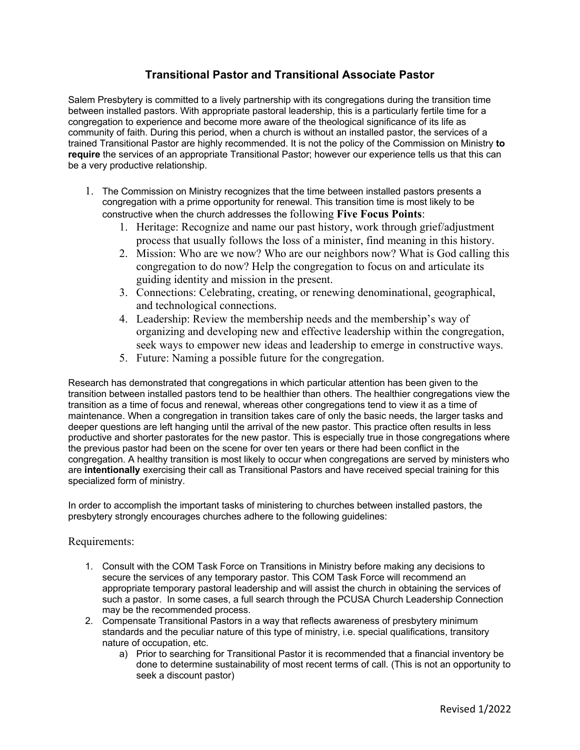# Transitional Pastor and Transitional Associate Pastor

Salem Presbytery is committed to a lively partnership with its congregations during the transition time between installed pastors. With appropriate pastoral leadership, this is a particularly fertile time for a congregation to experience and become more aware of the theological significance of its life as community of faith. During this period, when a church is without an installed pastor, the services of a trained Transitional Pastor are highly recommended. It is not the policy of the Commission on Ministry **to require** the services of an appropriate Transitional Pastor; however our experience tells us that this can be a very productive relationship.

1. The Commission on Ministry recognizes that the time between installed pastors presents a congregation with a prime opportunity for renewal. This transition time is most likely to be constructive when the church addresses the following **Five Focus Points**:
    1. Heritage: Recognize and name our past history, work through grief/adjustment process that usually follows the loss of a minister, find meaning in this history.
    2. Mission: Who are we now? Who are our neighbors now? What is God calling this congregation to do now? Help the congregation to focus on and articulate its guiding identity and mission in the present.
    3. Connections: Celebrating, creating, or renewing denominational, geographical, and technological connections.
    4. Leadership: Review the membership needs and the membership's way of organizing and developing new and effective leadership within the congregation, seek ways to empower new ideas and leadership to emerge in constructive ways.
    5. Future: Naming a possible future for the congregation.

Research has demonstrated that congregations in which particular attention has been given to the transition between installed pastors tend to be healthier than others. The healthier congregations view the transition as a time of focus and renewal, whereas other congregations tend to view it as a time of maintenance. When a congregation in transition takes care of only the basic needs, the larger tasks and deeper questions are left hanging until the arrival of the new pastor. This practice often results in less productive and shorter pastorates for the new pastor. This is especially true in those congregations where the previous pastor had been on the scene for over ten years or there had been conflict in the congregation. A healthy transition is most likely to occur when congregations are served by ministers who are **intentionally** exercising their call as Transitional Pastors and have received special training for this specialized form of ministry.

In order to accomplish the important tasks of ministering to churches between installed pastors, the presbytery strongly encourages churches adhere to the following guidelines:

Requirements:

1. Consult with the COM Task Force on Transitions in Ministry before making any decisions to secure the services of any temporary pastor. This COM Task Force will recommend an appropriate temporary pastoral leadership and will assist the church in obtaining the services of such a pastor. In some cases, a full search through the PCUSA Church Leadership Connection may be the recommended process.
2. Compensate Transitional Pastors in a way that reflects awareness of presbytery minimum standards and the peculiar nature of this type of ministry, i.e. special qualifications, transitory nature of occupation, etc.
    a) Prior to searching for Transitional Pastor it is recommended that a financial inventory be done to determine sustainability of most recent terms of call. (This is not an opportunity to seek a discount pastor)

Revised 1/2022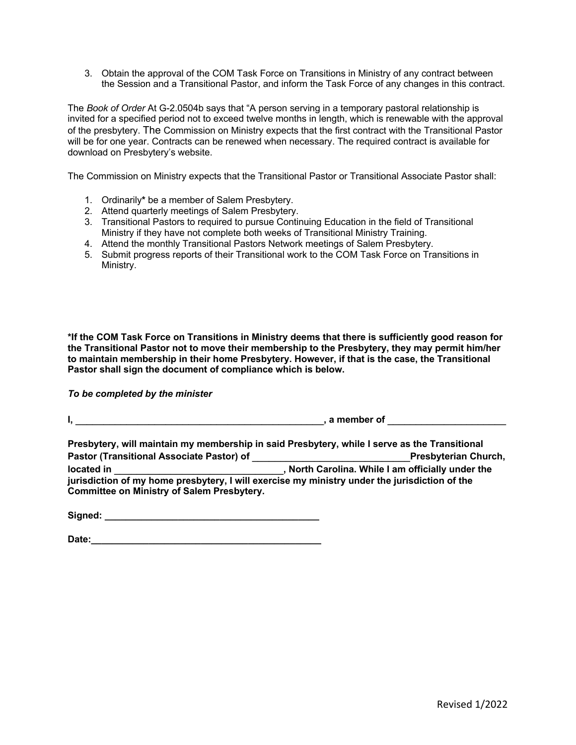3. Obtain the approval of the COM Task Force on Transitions in Ministry of any contract between the Session and a Transitional Pastor, and inform the Task Force of any changes in this contract.

The *Book of Order* At G-2.0504b says that "A person serving in a temporary pastoral relationship is invited for a specified period not to exceed twelve months in length, which is renewable with the approval of the presbytery. The Commission on Ministry expects that the first contract with the Transitional Pastor will be for one year. Contracts can be renewed when necessary. The required contract is available for download on Presbytery's website.

The Commission on Ministry expects that the Transitional Pastor or Transitional Associate Pastor shall:

1. Ordinarily**\*** be a member of Salem Presbytery.
2. Attend quarterly meetings of Salem Presbytery.
3. Transitional Pastors to required to pursue Continuing Education in the field of Transitional Ministry if they have not complete both weeks of Transitional Ministry Training.
4. Attend the monthly Transitional Pastors Network meetings of Salem Presbytery.
5. Submit progress reports of their Transitional work to the COM Task Force on Transitions in Ministry.

**\*If the COM Task Force on Transitions in Ministry deems that there is sufficiently good reason for the Transitional Pastor not to move their membership to the Presbytery, they may permit him/her to maintain membership in their home Presbytery. However, if that is the case, the Transitional Pastor shall sign the document of compliance which is below.**

***To be completed by the minister***

**I, ________________________________________________, a member of ______________________**

**Presbytery, will maintain my membership in said Presbytery, while I serve as the Transitional Pastor (Transitional Associate Pastor) of _____________________________Presbyterian Church, located in ________________________________, North Carolina. While I am officially under the jurisdiction of my home presbytery, I will exercise my ministry under the jurisdiction of the Committee on Ministry of Salem Presbytery.**

**Signed: _________________________________________**

**Date:_____________________________________________**

Revised 1/2022